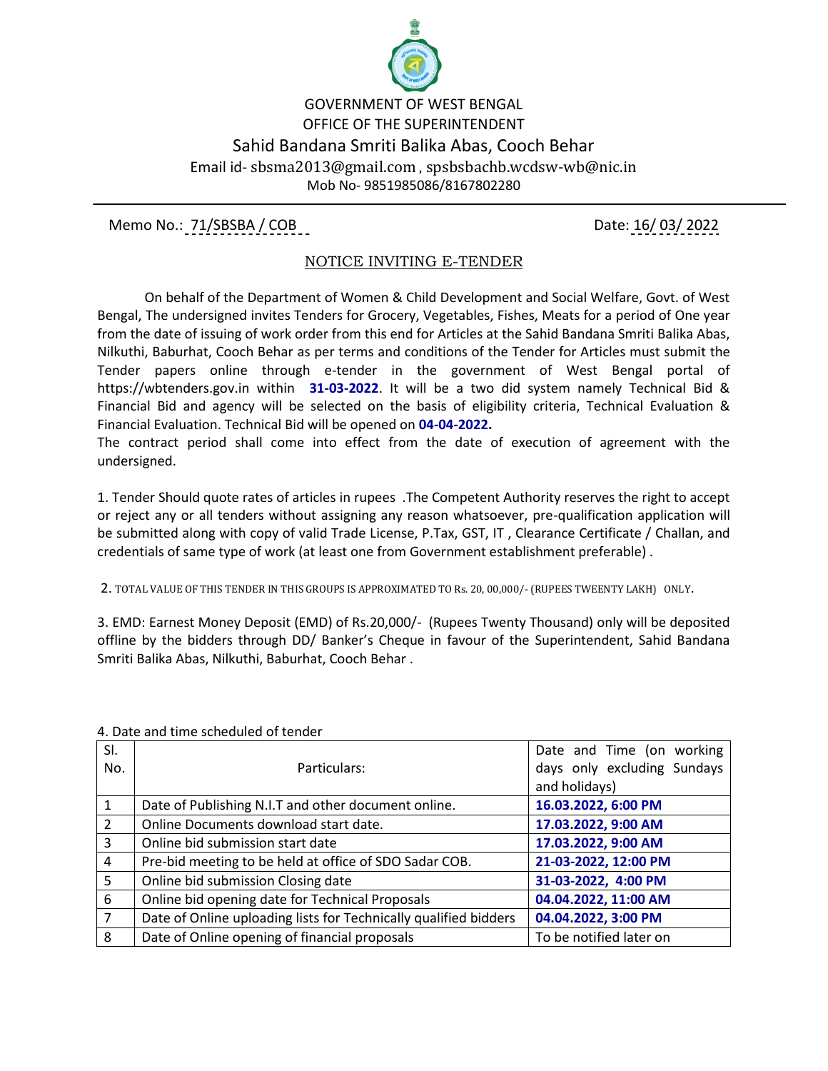GOVERNMENT OF WEST BENGAL

OFFICE OF THE SUPERINTENDENT

## Sahid Bandana Smriti Balika Abas, Cooch Behar

Email id- sbsma2013@gmail.com , spsbsbachb.wcdsw-wb@nic.in

Mob No- 9851985086/8167802280

---

Memo No.: 71/SBSBA / COB                                                                 Date: 16/ 03/ 2022

### NOTICE INVITING E-TENDER

On behalf of the Department of Women & Child Development and Social Welfare, Govt. of West Bengal, The undersigned invites Tenders for Grocery, Vegetables, Fishes, Meats for a period of One year from the date of issuing of work order from this end for Articles at the Sahid Bandana Smriti Balika Abas, Nilkuthi, Baburhat, Cooch Behar as per terms and conditions of the Tender for Articles must submit the Tender papers online through e-tender in the government of West Bengal portal of https://wbtenders.gov.in within **31-03-2022**. It will be a two did system namely Technical Bid & Financial Bid and agency will be selected on the basis of eligibility criteria, Technical Evaluation & Financial Evaluation. Technical Bid will be opened on **04-04-2022.**

The contract period shall come into effect from the date of execution of agreement with the undersigned.

1. Tender Should quote rates of articles in rupees .The Competent Authority reserves the right to accept or reject any or all tenders without assigning any reason whatsoever, pre-qualification application will be submitted along with copy of valid Trade License, P.Tax, GST, IT , Clearance Certificate / Challan, and credentials of same type of work (at least one from Government establishment preferable) .

2. TOTAL VALUE OF THIS TENDER IN THIS GROUPS IS APPROXIMATED TO Rs. 20, 00,000/- (RUPEES TWEENTY LAKH) ONLY.

3. EMD: Earnest Money Deposit (EMD) of Rs.20,000/- (Rupees Twenty Thousand) only will be deposited offline by the bidders through DD/ Banker's Cheque in favour of the Superintendent, Sahid Bandana Smriti Balika Abas, Nilkuthi, Baburhat, Cooch Behar .

4. Date and time scheduled of tender

| Sl. No. | Particulars: | Date and Time (on working days only excluding Sundays and holidays) |
|---|---|---|
| 1 | Date of Publishing N.I.T and other document online. | **16.03.2022, 6:00 PM** |
| 2 | Online Documents download start date. | **17.03.2022, 9:00 AM** |
| 3 | Online bid submission start date | **17.03.2022, 9:00 AM** |
| 4 | Pre-bid meeting to be held at office of SDO Sadar COB. | **21-03-2022, 12:00 PM** |
| 5 | Online bid submission Closing date | **31-03-2022, 4:00 PM** |
| 6 | Online bid opening date for Technical Proposals | **04.04.2022, 11:00 AM** |
| 7 | Date of Online uploading lists for Technically qualified bidders | **04.04.2022, 3:00 PM** |
| 8 | Date of Online opening of financial proposals | To be notified later on |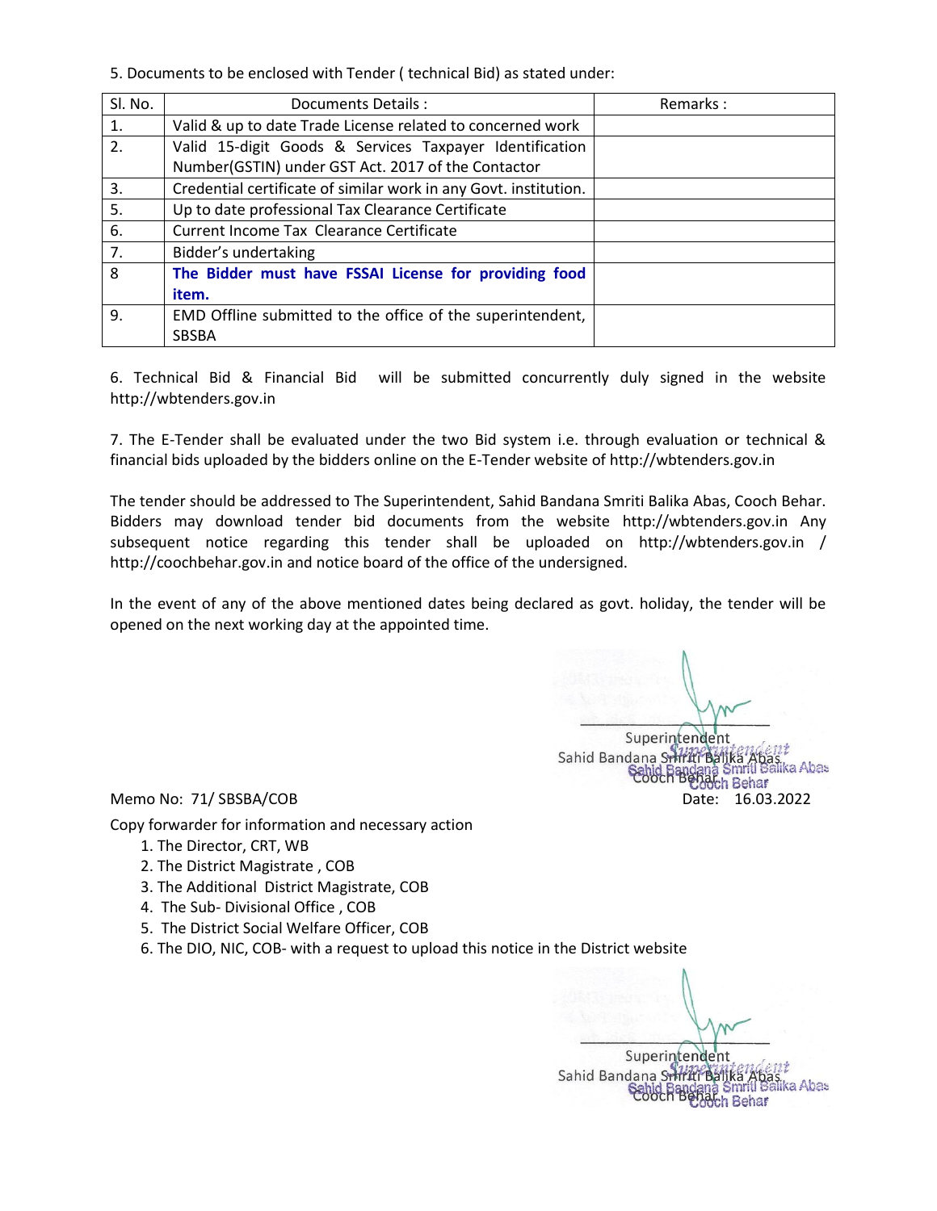5. Documents to be enclosed with Tender ( technical Bid) as stated under:

| Sl. No. | Documents Details : | Remarks : |
|---|---|---|
| 1. | Valid & up to date Trade License related to concerned work | |
| 2. | Valid 15-digit Goods & Services Taxpayer Identification Number(GSTIN) under GST Act. 2017 of the Contactor | |
| 3. | Credential certificate of similar work in any Govt. institution. | |
| 5. | Up to date professional Tax Clearance Certificate | |
| 6. | Current Income Tax Clearance Certificate | |
| 7. | Bidder's undertaking | |
| 8 | **The Bidder must have FSSAI License for providing food item.** | |
| 9. | EMD Offline submitted to the office of the superintendent, SBSBA | |

6. Technical Bid & Financial Bid will be submitted concurrently duly signed in the website http://wbtenders.gov.in

7. The E-Tender shall be evaluated under the two Bid system i.e. through evaluation or technical & financial bids uploaded by the bidders online on the E-Tender website of http://wbtenders.gov.in

The tender should be addressed to The Superintendent, Sahid Bandana Smriti Balika Abas, Cooch Behar. Bidders may download tender bid documents from the website http://wbtenders.gov.in Any subsequent notice regarding this tender shall be uploaded on http://wbtenders.gov.in / http://coochbehar.gov.in and notice board of the office of the undersigned.

In the event of any of the above mentioned dates being declared as govt. holiday, the tender will be opened on the next working day at the appointed time.

Superintendent
Sahid Bandana Smriti Balika Abas
Cooch Behar

Memo No: 71/ SBSBA/COB Date: 16.03.2022

Copy forwarder for information and necessary action

1. The Director, CRT, WB
2. The District Magistrate , COB
3. The Additional District Magistrate, COB
4. The Sub- Divisional Office , COB
5. The District Social Welfare Officer, COB
6. The DIO, NIC, COB- with a request to upload this notice in the District website

Superintendent
Sahid Bandana Smriti Balika Abas
Cooch Behar